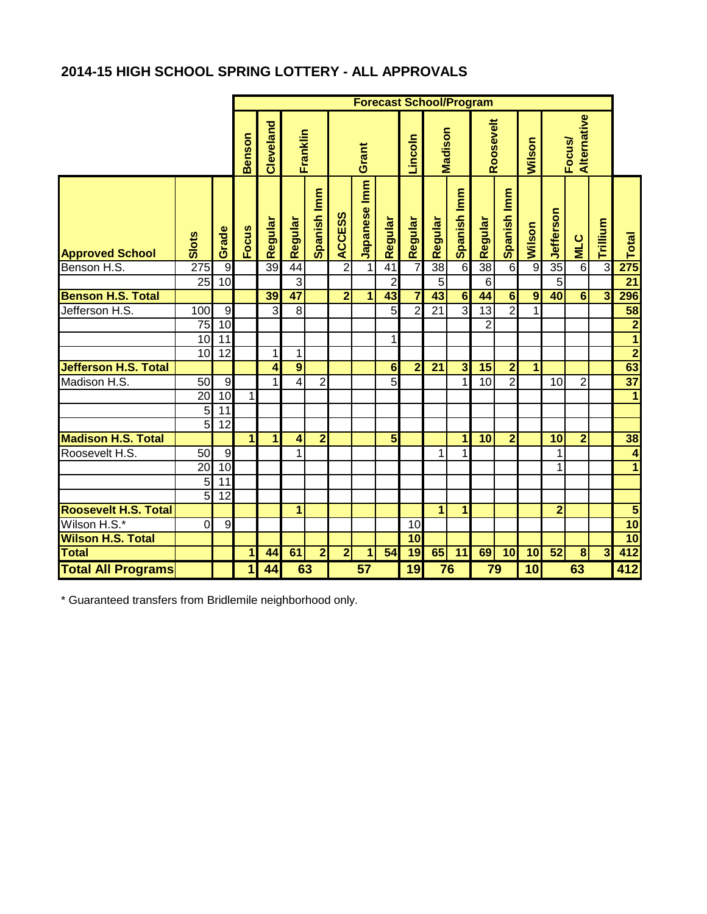## 2014-15 HIGH SCHOOL SPRING LOTTERY - ALL APPROVALS

| | | | Forecast School/Program | | | | | | | | | | | | | | | | |
|---|---|---|---|---|---|---|---|---|---|---|---|---|---|---|---|---|---|---|---|
| | | | Benson | Cleveland | Franklin | | Grant | | | Lincoln | Madison | | Roosevelt | | Wilson | Focus/ Alternative | | | |
| Approved School | Slots | Grade | Focus | Regular | Regular | Spanish Imm | ACCESS | Japanese Imm | Regular | Regular | Regular | Spanish Imm | Regular | Spanish Imm | Wilson | Jefferson | MLC | Trillium | Total |
| Benson H.S. | 275 | 9 | | 39 | 44 | | 2 | 1 | 41 | 7 | 38 | 6 | 38 | 6 | 9 | 35 | 6 | 3 | 275 |
| | 25 | 10 | | | 3 | | | | 2 | | 5 | | 6 | | | 5 | | | 21 |
| **Benson H.S. Total** | | | | **39** | **47** | | **2** | **1** | **43** | **7** | **43** | **6** | **44** | **6** | **9** | **40** | **6** | **3** | **296** |
| Jefferson H.S. | 100 | 9 | | 3 | 8 | | | | 5 | 2 | 21 | 3 | 13 | 2 | 1 | | | | 58 |
| | 75 | 10 | | | | | | | | | | | 2 | | | | | | 2 |
| | 10 | 11 | | | | | | | 1 | | | | | | | | | | 1 |
| | 10 | 12 | | 1 | 1 | | | | | | | | | | | | | | 2 |
| **Jefferson H.S. Total** | | | | **4** | **9** | | | | **6** | **2** | **21** | **3** | **15** | **2** | **1** | | | | **63** |
| Madison H.S. | 50 | 9 | | 1 | 4 | 2 | | | 5 | | | 1 | 10 | 2 | | 10 | 2 | | 37 |
| | 20 | 10 | 1 | | | | | | | | | | | | | | | | 1 |
| | 5 | 11 | | | | | | | | | | | | | | | | | |
| | 5 | 12 | | | | | | | | | | | | | | | | | |
| **Madison H.S. Total** | | | **1** | **1** | **4** | **2** | | | **5** | | | **1** | **10** | **2** | | **10** | **2** | | **38** |
| Roosevelt H.S. | 50 | 9 | | | 1 | | | | | | 1 | 1 | | | | 1 | | | 4 |
| | 20 | 10 | | | | | | | | | | | | | | 1 | | | 1 |
| | 5 | 11 | | | | | | | | | | | | | | | | | |
| | 5 | 12 | | | | | | | | | | | | | | | | | |
| **Roosevelt H.S. Total** | | | | | **1** | | | | | | **1** | **1** | | | | **2** | | | **5** |
| Wilson H.S.* | 0 | 9 | | | | | | | | 10 | | | | | | | | | 10 |
| **Wilson H.S. Total** | | | | | | | | | | **10** | | | | | | | | | **10** |
| **Total** | | | **1** | **44** | **61** | **2** | **2** | **1** | **54** | **19** | **65** | **11** | **69** | **10** | **10** | **52** | **8** | **3** | **412** |
| **Total All Programs** | | | **1** | **44** | **63** | | **57** | | | **19** | **76** | | **79** | | **10** | **63** | | | **412** |

\* Guaranteed transfers from Bridlemile neighborhood only.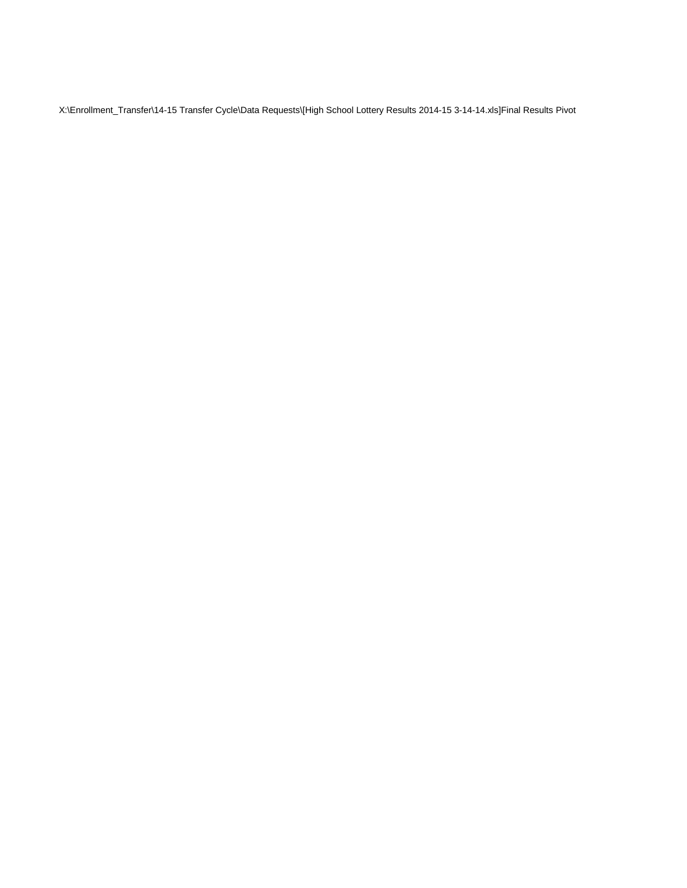X:\Enrollment_Transfer\14-15 Transfer Cycle\Data Requests\[High School Lottery Results 2014-15 3-14-14.xls]Final Results Pivot